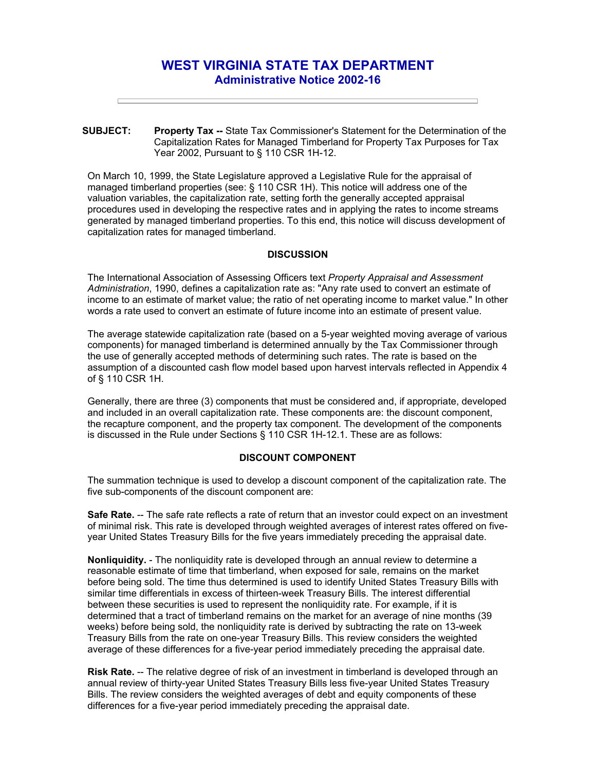# WEST VIRGINIA STATE TAX DEPARTMENT

## Administrative Notice 2002-16

---

**SUBJECT:** **Property Tax --** State Tax Commissioner's Statement for the Determination of the Capitalization Rates for Managed Timberland for Property Tax Purposes for Tax Year 2002, Pursuant to § 110 CSR 1H-12.

On March 10, 1999, the State Legislature approved a Legislative Rule for the appraisal of managed timberland properties (see: § 110 CSR 1H). This notice will address one of the valuation variables, the capitalization rate, setting forth the generally accepted appraisal procedures used in developing the respective rates and in applying the rates to income streams generated by managed timberland properties. To this end, this notice will discuss development of capitalization rates for managed timberland.

### DISCUSSION

The International Association of Assessing Officers text *Property Appraisal and Assessment Administration*, 1990, defines a capitalization rate as: "Any rate used to convert an estimate of income to an estimate of market value; the ratio of net operating income to market value." In other words a rate used to convert an estimate of future income into an estimate of present value.

The average statewide capitalization rate (based on a 5-year weighted moving average of various components) for managed timberland is determined annually by the Tax Commissioner through the use of generally accepted methods of determining such rates. The rate is based on the assumption of a discounted cash flow model based upon harvest intervals reflected in Appendix 4 of § 110 CSR 1H.

Generally, there are three (3) components that must be considered and, if appropriate, developed and included in an overall capitalization rate. These components are: the discount component, the recapture component, and the property tax component. The development of the components is discussed in the Rule under Sections § 110 CSR 1H-12.1. These are as follows:

### DISCOUNT COMPONENT

The summation technique is used to develop a discount component of the capitalization rate. The five sub-components of the discount component are:

**Safe Rate.** -- The safe rate reflects a rate of return that an investor could expect on an investment of minimal risk. This rate is developed through weighted averages of interest rates offered on five-year United States Treasury Bills for the five years immediately preceding the appraisal date.

**Nonliquidity.** - The nonliquidity rate is developed through an annual review to determine a reasonable estimate of time that timberland, when exposed for sale, remains on the market before being sold. The time thus determined is used to identify United States Treasury Bills with similar time differentials in excess of thirteen-week Treasury Bills. The interest differential between these securities is used to represent the nonliquidity rate. For example, if it is determined that a tract of timberland remains on the market for an average of nine months (39 weeks) before being sold, the nonliquidity rate is derived by subtracting the rate on 13-week Treasury Bills from the rate on one-year Treasury Bills. This review considers the weighted average of these differences for a five-year period immediately preceding the appraisal date.

**Risk Rate.** -- The relative degree of risk of an investment in timberland is developed through an annual review of thirty-year United States Treasury Bills less five-year United States Treasury Bills. The review considers the weighted averages of debt and equity components of these differences for a five-year period immediately preceding the appraisal date.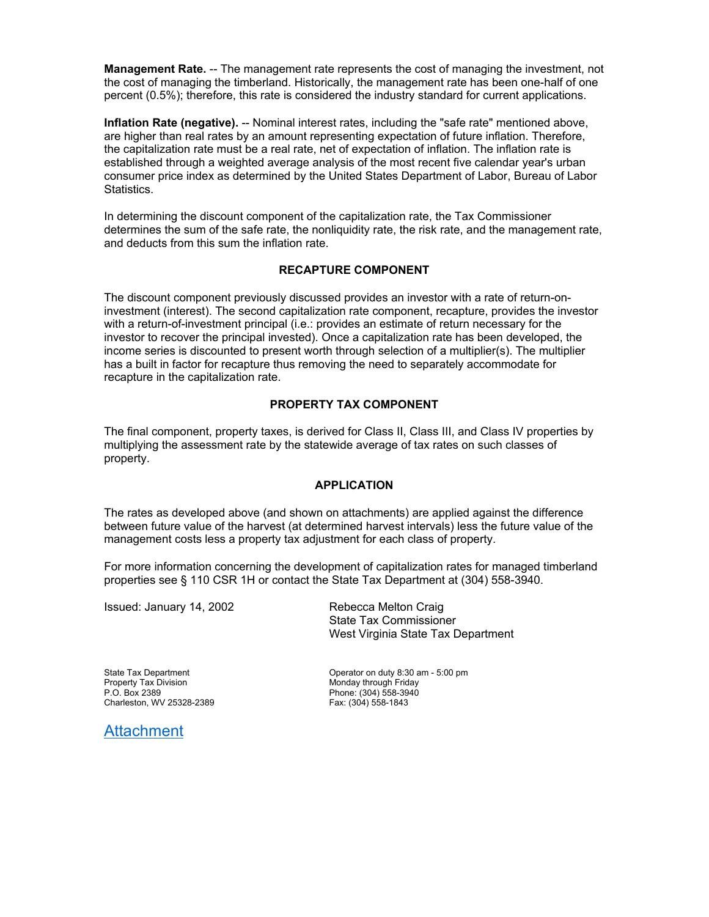**Management Rate.** -- The management rate represents the cost of managing the investment, not the cost of managing the timberland. Historically, the management rate has been one-half of one percent (0.5%); therefore, this rate is considered the industry standard for current applications.

**Inflation Rate (negative).** -- Nominal interest rates, including the "safe rate" mentioned above, are higher than real rates by an amount representing expectation of future inflation. Therefore, the capitalization rate must be a real rate, net of expectation of inflation. The inflation rate is established through a weighted average analysis of the most recent five calendar year's urban consumer price index as determined by the United States Department of Labor, Bureau of Labor Statistics.

In determining the discount component of the capitalization rate, the Tax Commissioner determines the sum of the safe rate, the nonliquidity rate, the risk rate, and the management rate, and deducts from this sum the inflation rate.

## RECAPTURE COMPONENT

The discount component previously discussed provides an investor with a rate of return-on-investment (interest). The second capitalization rate component, recapture, provides the investor with a return-of-investment principal (i.e.: provides an estimate of return necessary for the investor to recover the principal invested). Once a capitalization rate has been developed, the income series is discounted to present worth through selection of a multiplier(s). The multiplier has a built in factor for recapture thus removing the need to separately accommodate for recapture in the capitalization rate.

## PROPERTY TAX COMPONENT

The final component, property taxes, is derived for Class II, Class III, and Class IV properties by multiplying the assessment rate by the statewide average of tax rates on such classes of property.

## APPLICATION

The rates as developed above (and shown on attachments) are applied against the difference between future value of the harvest (at determined harvest intervals) less the future value of the management costs less a property tax adjustment for each class of property.

For more information concerning the development of capitalization rates for managed timberland properties see § 110 CSR 1H or contact the State Tax Department at (304) 558-3940.

Issued: January 14, 2002

Rebecca Melton Craig
State Tax Commissioner
West Virginia State Tax Department

State Tax Department
Property Tax Division
P.O. Box 2389
Charleston, WV 25328-2389

Operator on duty 8:30 am - 5:00 pm
Monday through Friday
Phone: (304) 558-3940
Fax: (304) 558-1843

Attachment